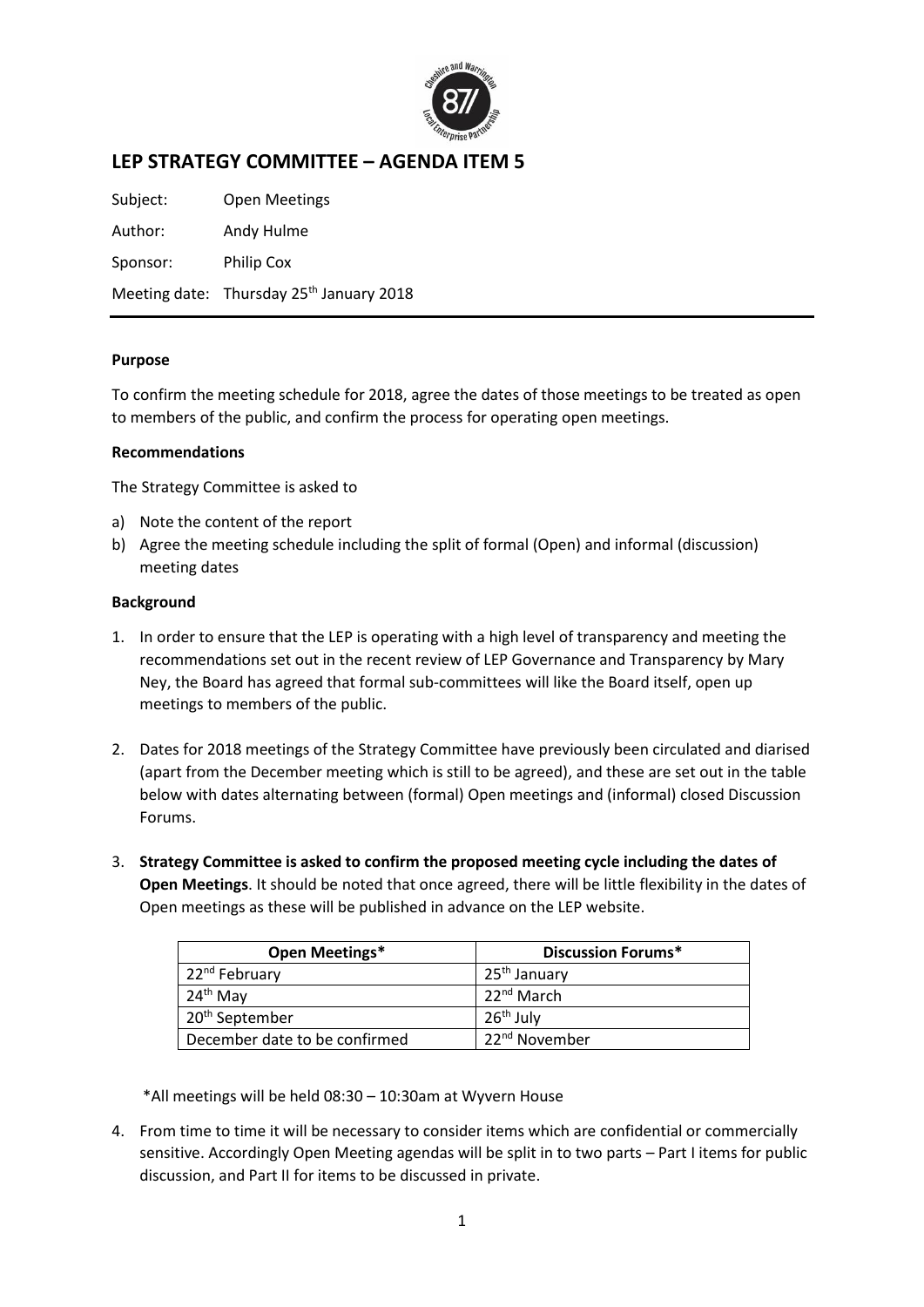# LEP STRATEGY COMMITTEE – AGENDA ITEM 5

Subject: Open Meetings

Author: Andy Hulme

Sponsor: Philip Cox

Meeting date: Thursday 25th January 2018

**Purpose**

To confirm the meeting schedule for 2018, agree the dates of those meetings to be treated as open to members of the public, and confirm the process for operating open meetings.

**Recommendations**

The Strategy Committee is asked to

a) Note the content of the report
b) Agree the meeting schedule including the split of formal (Open) and informal (discussion) meeting dates

**Background**

1. In order to ensure that the LEP is operating with a high level of transparency and meeting the recommendations set out in the recent review of LEP Governance and Transparency by Mary Ney, the Board has agreed that formal sub-committees will like the Board itself, open up meetings to members of the public.

2. Dates for 2018 meetings of the Strategy Committee have previously been circulated and diarised (apart from the December meeting which is still to be agreed), and these are set out in the table below with dates alternating between (formal) Open meetings and (informal) closed Discussion Forums.

3. **Strategy Committee is asked to confirm the proposed meeting cycle including the dates of Open Meetings**. It should be noted that once agreed, there will be little flexibility in the dates of Open meetings as these will be published in advance on the LEP website.

| Open Meetings* | Discussion Forums* |
|---|---|
| 22nd February | 25th January |
| 24th May | 22nd March |
| 20th September | 26th July |
| December date to be confirmed | 22nd November |

*All meetings will be held 08:30 – 10:30am at Wyvern House

4. From time to time it will be necessary to consider items which are confidential or commercially sensitive. Accordingly Open Meeting agendas will be split in to two parts – Part I items for public discussion, and Part II for items to be discussed in private.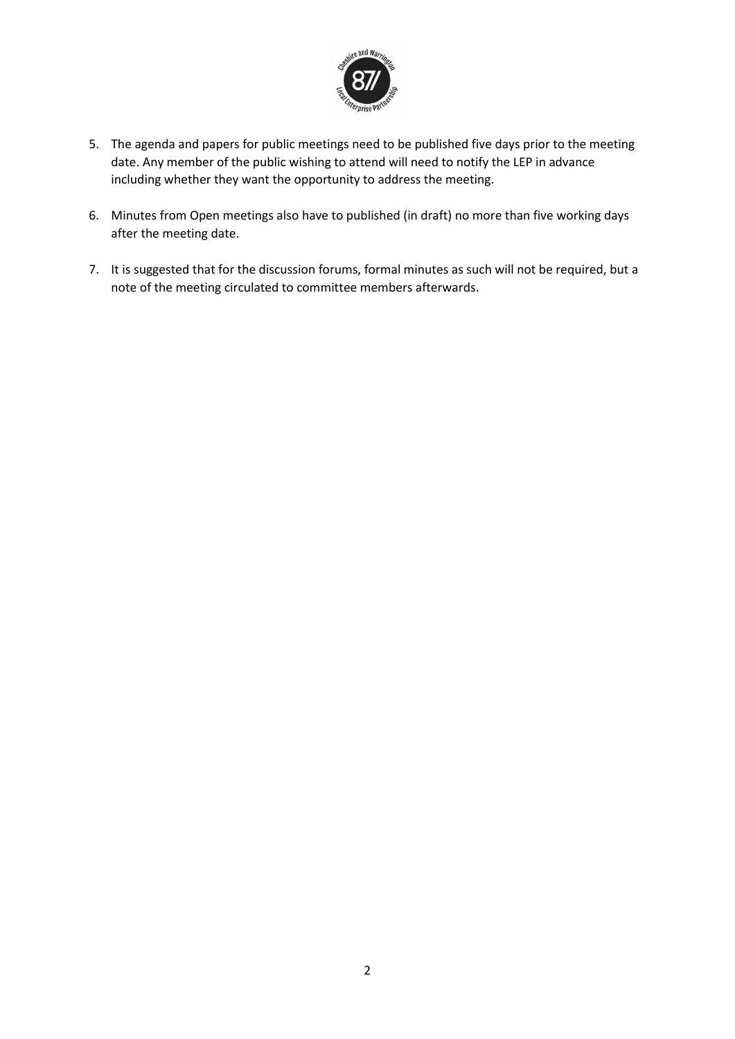5. The agenda and papers for public meetings need to be published five days prior to the meeting date. Any member of the public wishing to attend will need to notify the LEP in advance including whether they want the opportunity to address the meeting.

6. Minutes from Open meetings also have to published (in draft) no more than five working days after the meeting date.

7. It is suggested that for the discussion forums, formal minutes as such will not be required, but a note of the meeting circulated to committee members afterwards.